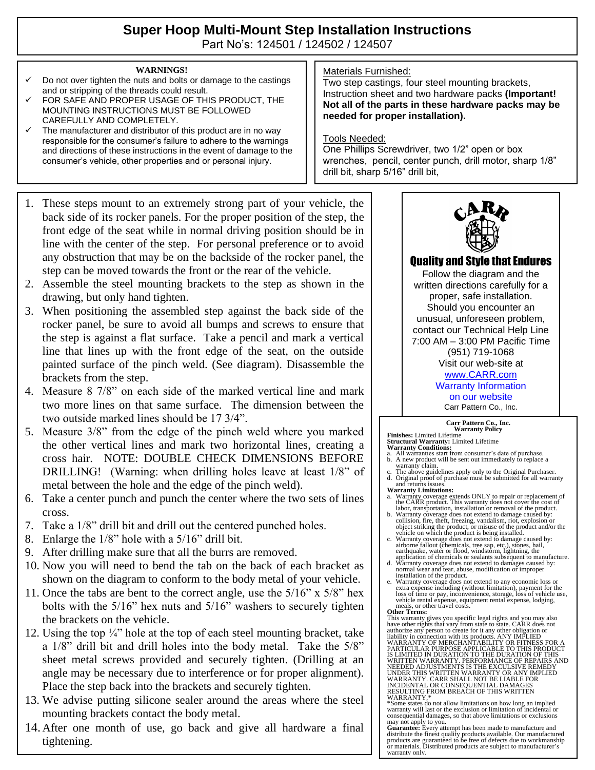# Super Hoop Multi-Mount Step Installation Instructions

Part No's: 124501 / 124502 / 124507

**WARNINGS!**

- ✓ Do not over tighten the nuts and bolts or damage to the castings and or stripping of the threads could result.
- ✓ FOR SAFE AND PROPER USAGE OF THIS PRODUCT, THE MOUNTING INSTRUCTIONS MUST BE FOLLOWED CAREFULLY AND COMPLETELY.
- ✓ The manufacturer and distributor of this product are in no way responsible for the consumer's failure to adhere to the warnings and directions of these instructions in the event of damage to the consumer's vehicle, other properties and or personal injury.

Materials Furnished:
Two step castings, four steel mounting brackets, Instruction sheet and two hardware packs **(Important! Not all of the parts in these hardware packs may be needed for proper installation).**

Tools Needed:
One Phillips Screwdriver, two 1/2" open or box wrenches, pencil, center punch, drill motor, sharp 1/8" drill bit, sharp 5/16" drill bit,

1. These steps mount to an extremely strong part of your vehicle, the back side of its rocker panels. For the proper position of the step, the front edge of the seat while in normal driving position should be in line with the center of the step. For personal preference or to avoid any obstruction that may be on the backside of the rocker panel, the step can be moved towards the front or the rear of the vehicle.
2. Assemble the steel mounting brackets to the step as shown in the drawing, but only hand tighten.
3. When positioning the assembled step against the back side of the rocker panel, be sure to avoid all bumps and screws to ensure that the step is against a flat surface. Take a pencil and mark a vertical line that lines up with the front edge of the seat, on the outside painted surface of the pinch weld. (See diagram). Disassemble the brackets from the step.
4. Measure 8 7/8" on each side of the marked vertical line and mark two more lines on that same surface. The dimension between the two outside marked lines should be 17 3/4".
5. Measure 3/8" from the edge of the pinch weld where you marked the other vertical lines and mark two horizontal lines, creating a cross hair. NOTE: DOUBLE CHECK DIMENSIONS BEFORE DRILLING! (Warning: when drilling holes leave at least 1/8" of metal between the hole and the edge of the pinch weld).
6. Take a center punch and punch the center where the two sets of lines cross.
7. Take a 1/8" drill bit and drill out the centered punched holes.
8. Enlarge the 1/8" hole with a 5/16" drill bit.
9. After drilling make sure that all the burrs are removed.
10. Now you will need to bend the tab on the back of each bracket as shown on the diagram to conform to the body metal of your vehicle.
11. Once the tabs are bent to the correct angle, use the 5/16" x 5/8" hex bolts with the 5/16" hex nuts and 5/16" washers to securely tighten the brackets on the vehicle.
12. Using the top ¼" hole at the top of each steel mounting bracket, take a 1/8" drill bit and drill holes into the body metal. Take the 5/8" sheet metal screws provided and securely tighten. (Drilling at an angle may be necessary due to interference or for proper alignment). Place the step back into the brackets and securely tighten.
13. We advise putting silicone sealer around the areas where the steel mounting brackets contact the body metal.
14. After one month of use, go back and give all hardware a final tightening.

CARR

**Quality and Style that Endures**

Follow the diagram and the written directions carefully for a proper, safe installation. Should you encounter an unusual, unforeseen problem, contact our Technical Help Line 7:00 AM – 3:00 PM Pacific Time (951) 719-1068
Visit our web-site at
www.CARR.com
Warranty Information on our website
Carr Pattern Co., Inc.

**Carr Pattern Co., Inc.**
**Warranty Policy**

**Finishes:** Limited Lifetime
**Structural Warranty:** Limited Lifetime
**Warranty Conditions:**

a. All warranties start from consumer's date of purchase.
b. A new product will be sent out immediately to replace a warranty claim.
c. The above guidelines apply only to the Original Purchaser.
d. Original proof of purchase must be submitted for all warranty and returns issues.

**Warranty Limitations:**

a. Warranty coverage extends ONLY to repair or replacement of the CARR product. This warranty does not cover the cost of labor, transportation, installation or removal of the product.
b. Warranty coverage does not extend to damage caused by: collision, fire, theft, freezing, vandalism, riot, explosion or object striking the product, or misuse of the product and/or the vehicle on which the product is being installed.
c. Warranty coverage does not extend to damage caused by: airborne fallout (chemicals, tree sap, etc.), stones, hail, earthquake, water or flood, windstorm, lightning, the application of chemicals or sealants subsequent to manufacture.
d. Warranty coverage does not extend to damages caused by: normal wear and tear, abuse, modification or improper installation of the product.
e. Warranty coverage does not extend to any economic loss or extra expense including (without limitation), payment for the loss of time or pay, inconvenience, storage, loss of vehicle use, vehicle rental expense, equipment rental expense, lodging, meals, or other travel costs.

**Other Terms:**
This warranty gives you specific legal rights and you may also have other rights that vary from state to state. CARR does not authorize any person to create for it any other obligation or liability in connection with its products. ANY IMPLIED WARRANTY OF MERCHANTABILITY OR FITNESS FOR A PARTICULAR PURPOSE APPLICABLE TO THIS PRODUCT IS LIMITED IN DURATION TO THE DURATION OF THIS WRITTEN WARRANTY. PERFORMANCE OF REPAIRS AND NEEDED ADJUSTMENTS IS THE EXCULSIVE REMEDY UNDER THIS WRITTEN WARRANTY OR ANY IMPLIED WARRANTY. CARR SHALL NOT BE LIABLE FOR INCIDENTAL OR CONSEQUENTIAL DAMAGES RESULTING FROM BREACH OF THIS WRITTEN WARRANTY.*
*Some states do not allow limitations on how long an implied warranty will last or the exclusion or limitation of incidental or consequential damages, so that above limitations or exclusions may not apply to you.
**Guarantee:** Every attempt has been made to manufacture and distribute the finest quality products available. Our manufactured products are guaranteed to be free of defects due to workmanship or materials. Distributed products are subject to manufacturer's warranty only.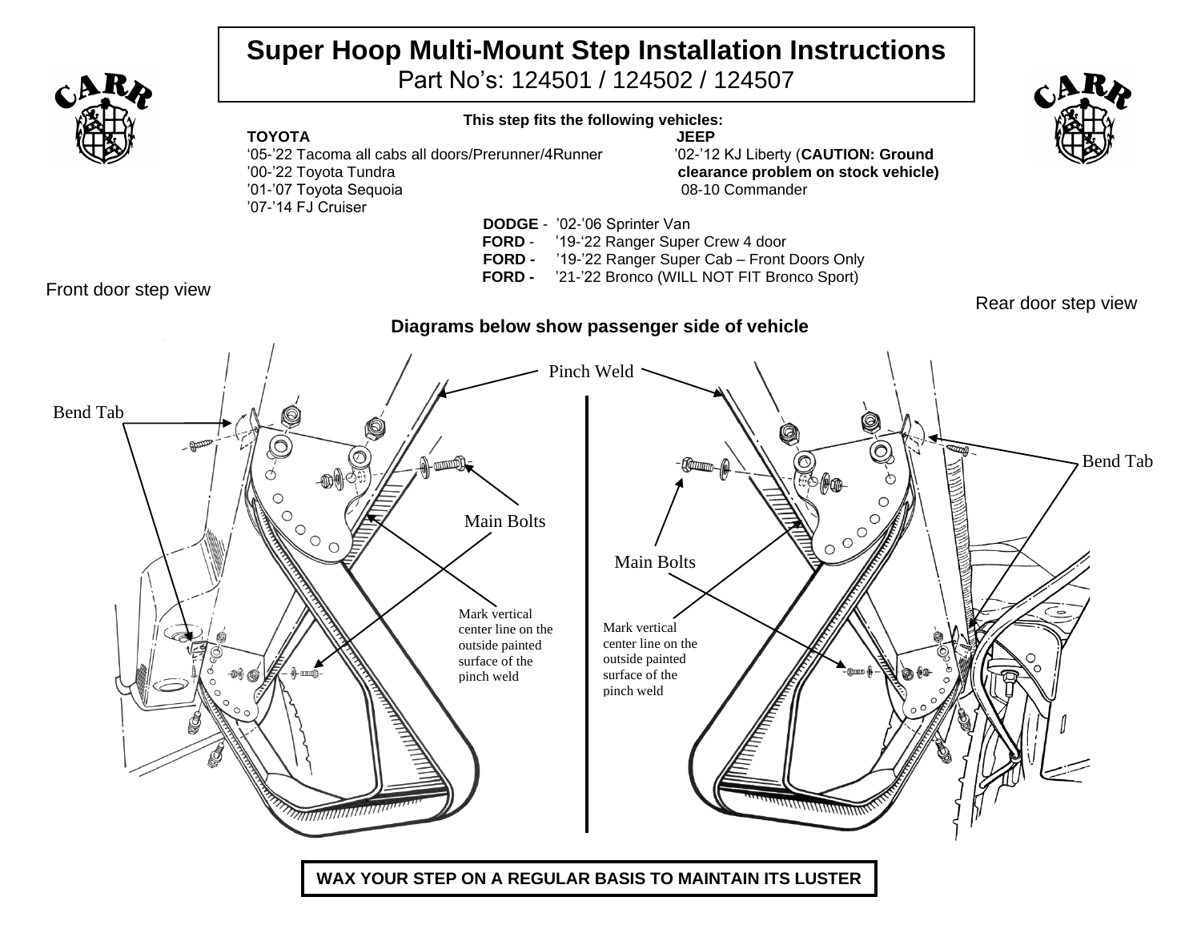# Super Hoop Multi-Mount Step Installation Instructions

Part No's: 124501 / 124502 / 124507

**This step fits the following vehicles:**

**TOYOTA**
'05-'22 Tacoma all cabs all doors/Prerunner/4Runner
'00-'22 Toyota Tundra
'01-'07 Toyota Sequoia
'07-'14 FJ Cruiser

**JEEP**
'02-'12 KJ Liberty (**CAUTION: Ground clearance problem on stock vehicle)**
08-10 Commander

**DODGE** - '02-'06 Sprinter Van
**FORD** - '19-'22 Ranger Super Crew 4 door
**FORD -** '19-'22 Ranger Super Cab – Front Doors Only
**FORD -** '21-'22 Bronco (WILL NOT FIT Bronco Sport)

Front door step view

Rear door step view

**Diagrams below show passenger side of vehicle**

Pinch Weld

Bend Tab

Main Bolts

Mark vertical center line on the outside painted surface of the pinch weld

Main Bolts

Mark vertical center line on the outside painted surface of the pinch weld

Bend Tab

**WAX YOUR STEP ON A REGULAR BASIS TO MAINTAIN ITS LUSTER**